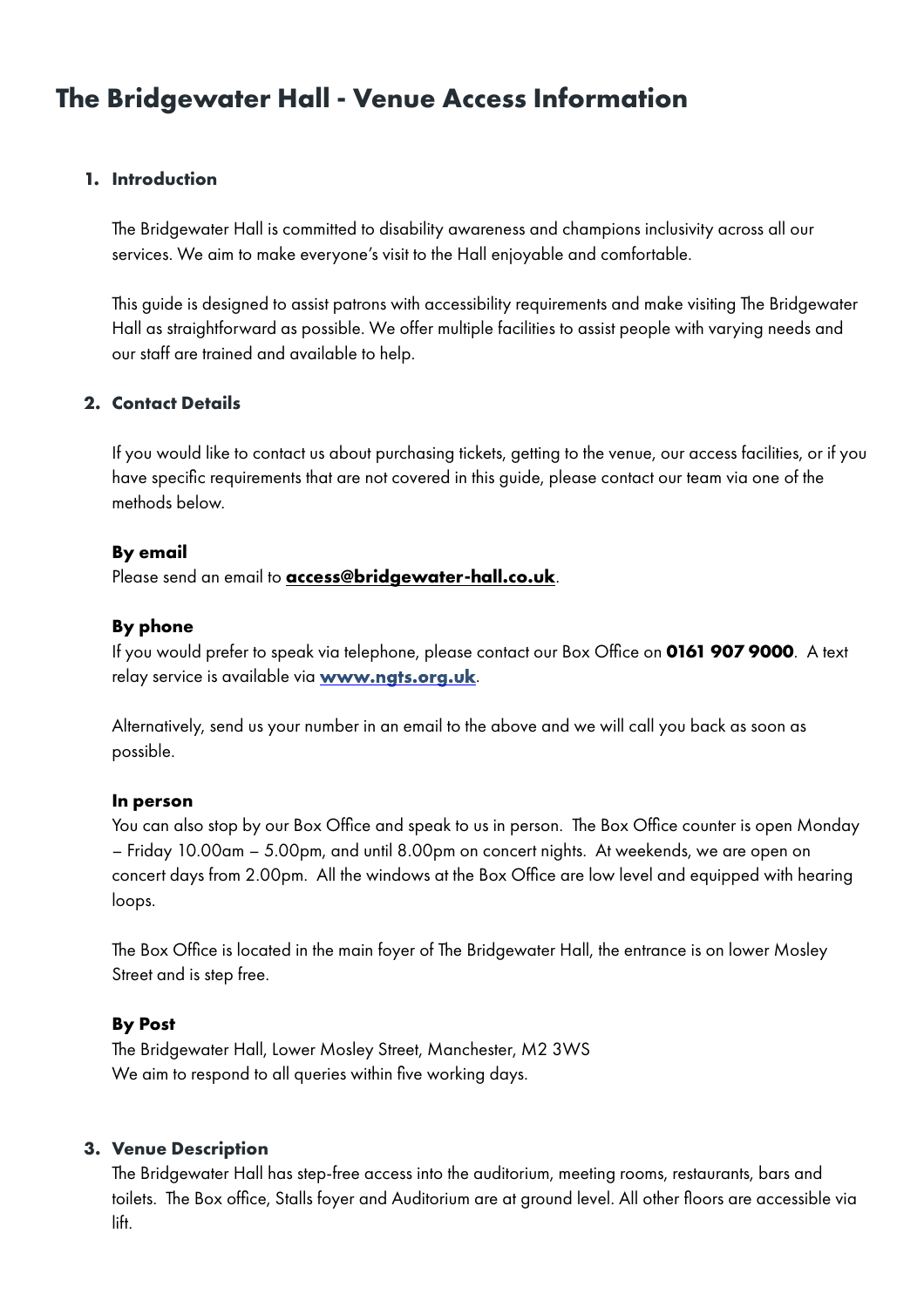# The Bridgewater Hall - Venue Access Information

## 1. Introduction

The Bridgewater Hall is committed to disability awareness and champions inclusivity across all our services. We aim to make everyone's visit to the Hall enjoyable and comfortable.

This guide is designed to assist patrons with accessibility requirements and make visiting The Bridgewater Hall as straightforward as possible. We offer multiple facilities to assist people with varying needs and our staff are trained and available to help.

## 2. Contact Details

If you would like to contact us about purchasing tickets, getting to the venue, our access facilities, or if you have specific requirements that are not covered in this guide, please contact our team via one of the methods below.

### By email

Please send an email to **access@bridgewater-hall.co.uk**.

### By phone

If you would prefer to speak via telephone, please contact our Box Office on **0161 907 9000**. A text relay service is available via **www.ngts.org.uk**.

Alternatively, send us your number in an email to the above and we will call you back as soon as possible.

### In person

You can also stop by our Box Office and speak to us in person. The Box Office counter is open Monday – Friday 10.00am – 5.00pm, and until 8.00pm on concert nights. At weekends, we are open on concert days from 2.00pm. All the windows at the Box Office are low level and equipped with hearing loops.

The Box Office is located in the main foyer of The Bridgewater Hall, the entrance is on lower Mosley Street and is step free.

### By Post

The Bridgewater Hall, Lower Mosley Street, Manchester, M2 3WS
We aim to respond to all queries within five working days.

## 3. Venue Description

The Bridgewater Hall has step-free access into the auditorium, meeting rooms, restaurants, bars and toilets. The Box office, Stalls foyer and Auditorium are at ground level. All other floors are accessible via lift.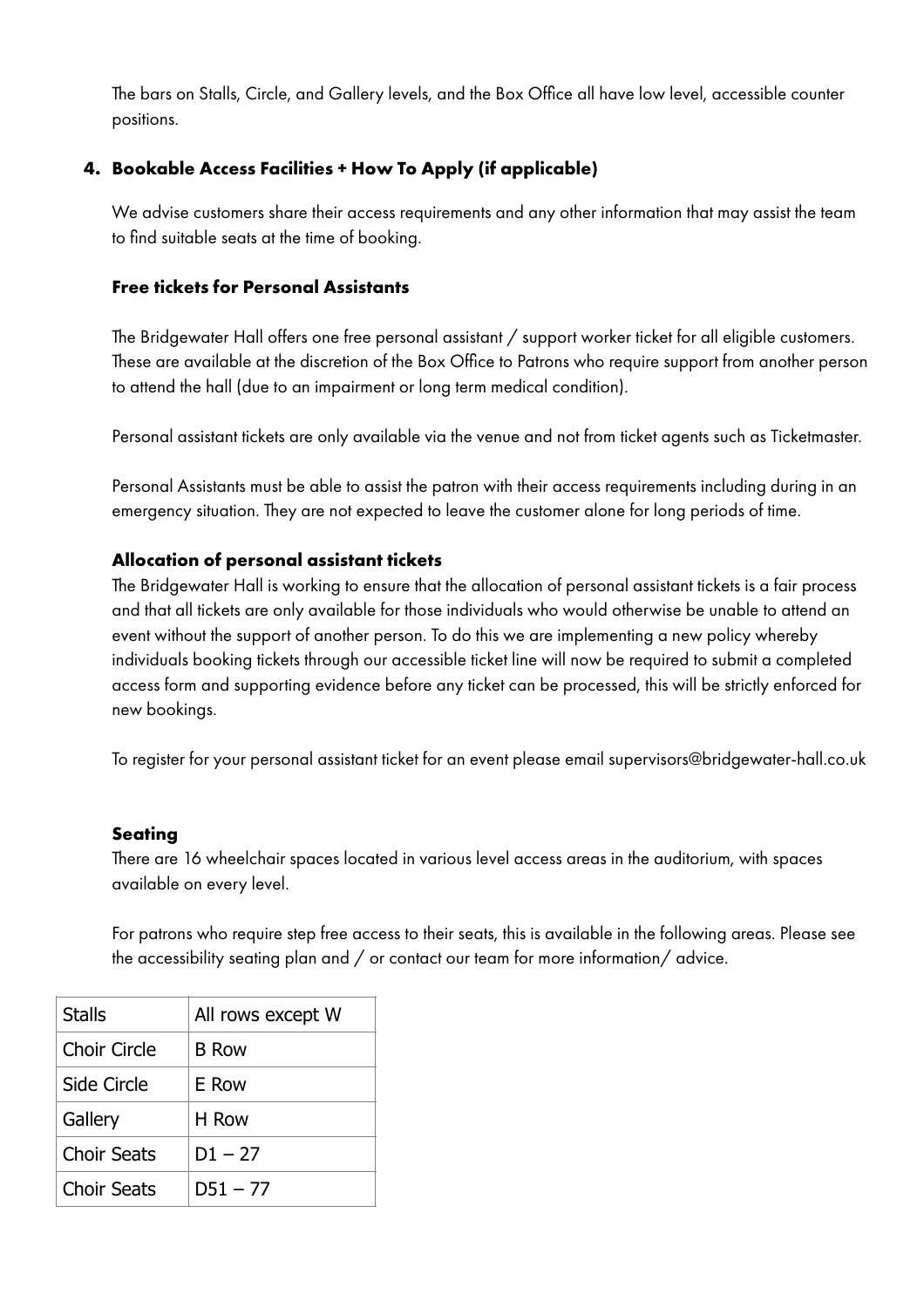The bars on Stalls, Circle, and Gallery levels, and the Box Office all have low level, accessible counter positions.

## 4. Bookable Access Facilities + How To Apply (if applicable)

We advise customers share their access requirements and any other information that may assist the team to find suitable seats at the time of booking.

### Free tickets for Personal Assistants

The Bridgewater Hall offers one free personal assistant / support worker ticket for all eligible customers. These are available at the discretion of the Box Office to Patrons who require support from another person to attend the hall (due to an impairment or long term medical condition).

Personal assistant tickets are only available via the venue and not from ticket agents such as Ticketmaster.

Personal Assistants must be able to assist the patron with their access requirements including during in an emergency situation. They are not expected to leave the customer alone for long periods of time.

### Allocation of personal assistant tickets

The Bridgewater Hall is working to ensure that the allocation of personal assistant tickets is a fair process and that all tickets are only available for those individuals who would otherwise be unable to attend an event without the support of another person. To do this we are implementing a new policy whereby individuals booking tickets through our accessible ticket line will now be required to submit a completed access form and supporting evidence before any ticket can be processed, this will be strictly enforced for new bookings.

To register for your personal assistant ticket for an event please email supervisors@bridgewater-hall.co.uk

### Seating

There are 16 wheelchair spaces located in various level access areas in the auditorium, with spaces available on every level.

For patrons who require step free access to their seats, this is available in the following areas. Please see the accessibility seating plan and / or contact our team for more information/ advice.

| Stalls | All rows except W |
|---|---|
| Choir Circle | B Row |
| Side Circle | E Row |
| Gallery | H Row |
| Choir Seats | D1 – 27 |
| Choir Seats | D51 – 77 |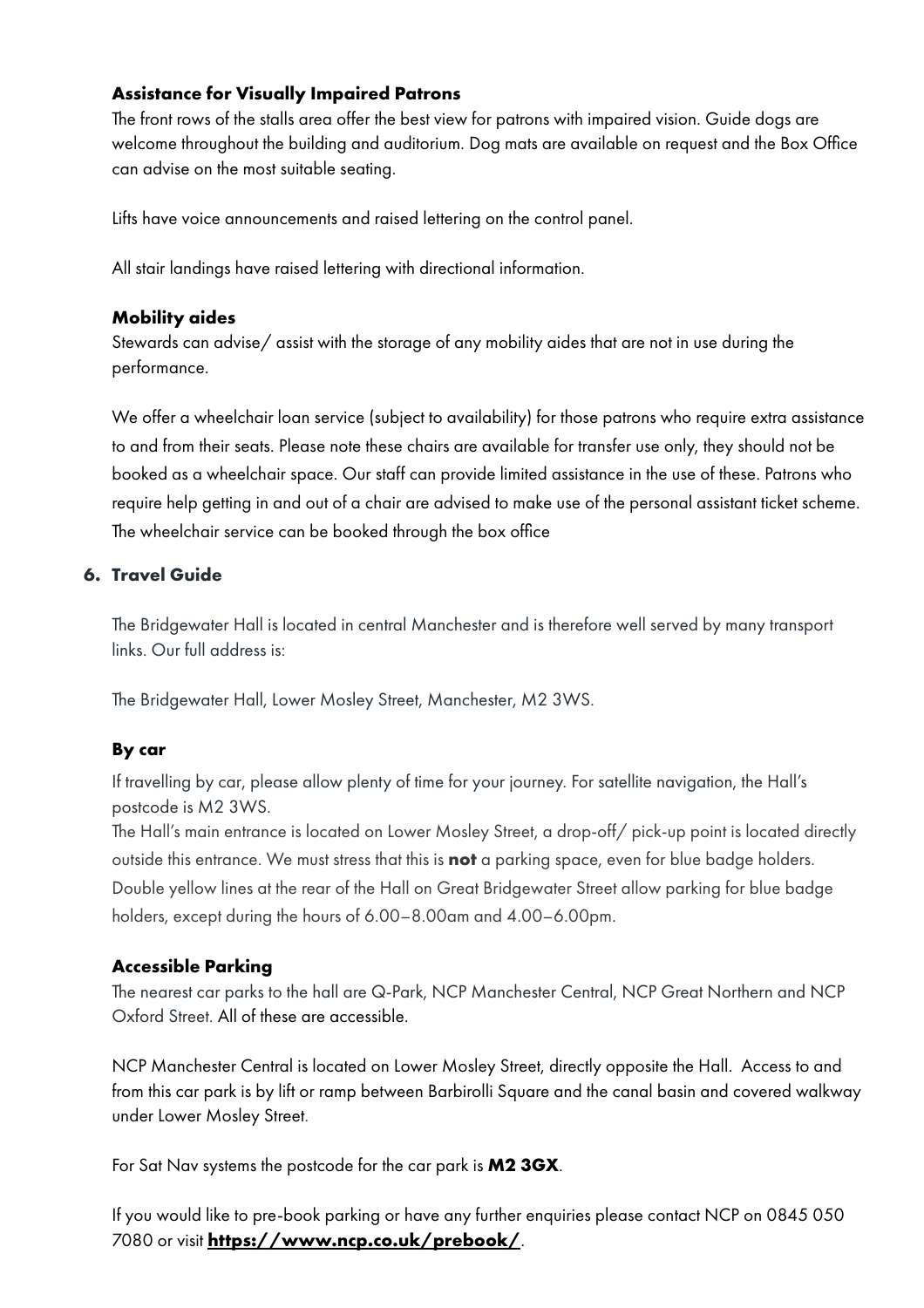### Assistance for Visually Impaired Patrons

The front rows of the stalls area offer the best view for patrons with impaired vision. Guide dogs are welcome throughout the building and auditorium. Dog mats are available on request and the Box Office can advise on the most suitable seating.

Lifts have voice announcements and raised lettering on the control panel.

All stair landings have raised lettering with directional information.

### Mobility aides

Stewards can advise/ assist with the storage of any mobility aides that are not in use during the performance.

We offer a wheelchair loan service (subject to availability) for those patrons who require extra assistance to and from their seats. Please note these chairs are available for transfer use only, they should not be booked as a wheelchair space. Our staff can provide limited assistance in the use of these. Patrons who require help getting in and out of a chair are advised to make use of the personal assistant ticket scheme. The wheelchair service can be booked through the box office

## 6. Travel Guide

The Bridgewater Hall is located in central Manchester and is therefore well served by many transport links. Our full address is:

The Bridgewater Hall, Lower Mosley Street, Manchester, M2 3WS.

### By car

If travelling by car, please allow plenty of time for your journey. For satellite navigation, the Hall's postcode is M2 3WS.
The Hall's main entrance is located on Lower Mosley Street, a drop-off/ pick-up point is located directly outside this entrance. We must stress that this is **not** a parking space, even for blue badge holders. Double yellow lines at the rear of the Hall on Great Bridgewater Street allow parking for blue badge holders, except during the hours of 6.00–8.00am and 4.00–6.00pm.

### Accessible Parking

The nearest car parks to the hall are Q-Park, NCP Manchester Central, NCP Great Northern and NCP Oxford Street. All of these are accessible.

NCP Manchester Central is located on Lower Mosley Street, directly opposite the Hall. Access to and from this car park is by lift or ramp between Barbirolli Square and the canal basin and covered walkway under Lower Mosley Street.

For Sat Nav systems the postcode for the car park is **M2 3GX**.

If you would like to pre-book parking or have any further enquiries please contact NCP on 0845 050 7080 or visit **https://www.ncp.co.uk/prebook/**.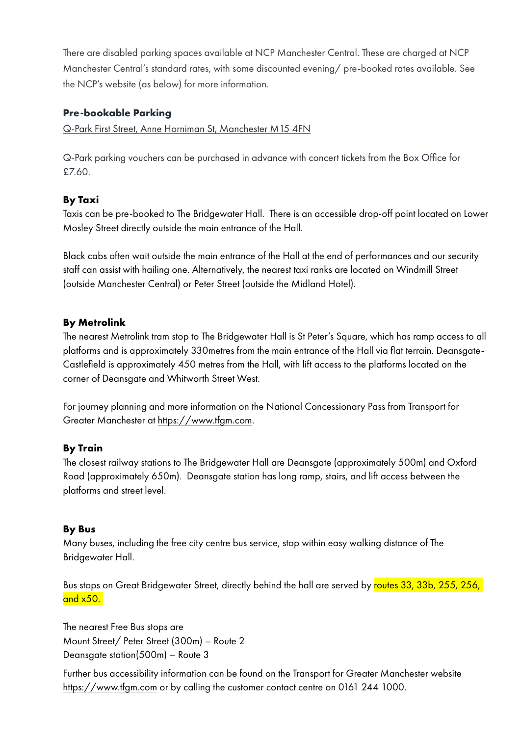There are disabled parking spaces available at NCP Manchester Central. These are charged at NCP Manchester Central's standard rates, with some discounted evening/ pre-booked rates available. See the NCP's website (as below) for more information.

**Pre-bookable Parking**

Q-Park First Street, Anne Horniman St, Manchester M15 4FN

Q-Park parking vouchers can be purchased in advance with concert tickets from the Box Office for £7.60.

**By Taxi**

Taxis can be pre-booked to The Bridgewater Hall. There is an accessible drop-off point located on Lower Mosley Street directly outside the main entrance of the Hall.

Black cabs often wait outside the main entrance of the Hall at the end of performances and our security staff can assist with hailing one. Alternatively, the nearest taxi ranks are located on Windmill Street (outside Manchester Central) or Peter Street (outside the Midland Hotel).

**By Metrolink**

The nearest Metrolink tram stop to The Bridgewater Hall is St Peter's Square, which has ramp access to all platforms and is approximately 330metres from the main entrance of the Hall via flat terrain. Deansgate-Castlefield is approximately 450 metres from the Hall, with lift access to the platforms located on the corner of Deansgate and Whitworth Street West.

For journey planning and more information on the National Concessionary Pass from Transport for Greater Manchester at https://www.tfgm.com.

**By Train**

The closest railway stations to The Bridgewater Hall are Deansgate (approximately 500m) and Oxford Road (approximately 650m). Deansgate station has long ramp, stairs, and lift access between the platforms and street level.

**By Bus**

Many buses, including the free city centre bus service, stop within easy walking distance of The Bridgewater Hall.

Bus stops on Great Bridgewater Street, directly behind the hall are served by routes 33, 33b, 255, 256, and x50.

The nearest Free Bus stops are
Mount Street/ Peter Street (300m) – Route 2
Deansgate station(500m) – Route 3

Further bus accessibility information can be found on the Transport for Greater Manchester website https://www.tfgm.com or by calling the customer contact centre on 0161 244 1000.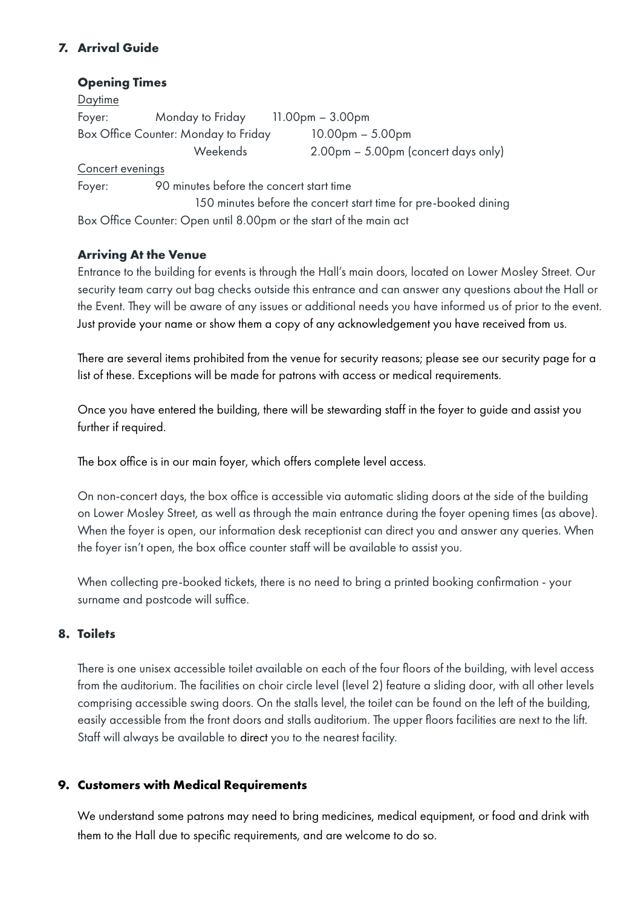## 7. Arrival Guide

### Opening Times

Daytime

| | | |
|---|---|---|
| Foyer: | Monday to Friday | 11.00pm – 3.00pm |
| Box Office Counter: | Monday to Friday | 10.00pm – 5.00pm |
| | Weekends | 2.00pm – 5.00pm (concert days only) |

Concert evenings

Foyer: 90 minutes before the concert start time
150 minutes before the concert start time for pre-booked dining

Box Office Counter: Open until 8.00pm or the start of the main act

### Arriving At the Venue

Entrance to the building for events is through the Hall's main doors, located on Lower Mosley Street. Our security team carry out bag checks outside this entrance and can answer any questions about the Hall or the Event. They will be aware of any issues or additional needs you have informed us of prior to the event. Just provide your name or show them a copy of any acknowledgement you have received from us.

There are several items prohibited from the venue for security reasons; please see our security page for a list of these. Exceptions will be made for patrons with access or medical requirements.

Once you have entered the building, there will be stewarding staff in the foyer to guide and assist you further if required.

The box office is in our main foyer, which offers complete level access.

On non-concert days, the box office is accessible via automatic sliding doors at the side of the building on Lower Mosley Street, as well as through the main entrance during the foyer opening times (as above). When the foyer is open, our information desk receptionist can direct you and answer any queries. When the foyer isn't open, the box office counter staff will be available to assist you.

When collecting pre-booked tickets, there is no need to bring a printed booking confirmation - your surname and postcode will suffice.

## 8. Toilets

There is one unisex accessible toilet available on each of the four floors of the building, with level access from the auditorium. The facilities on choir circle level (level 2) feature a sliding door, with all other levels comprising accessible swing doors. On the stalls level, the toilet can be found on the left of the building, easily accessible from the front doors and stalls auditorium. The upper floors facilities are next to the lift. Staff will always be available to direct you to the nearest facility.

## 9. Customers with Medical Requirements

We understand some patrons may need to bring medicines, medical equipment, or food and drink with them to the Hall due to specific requirements, and are welcome to do so.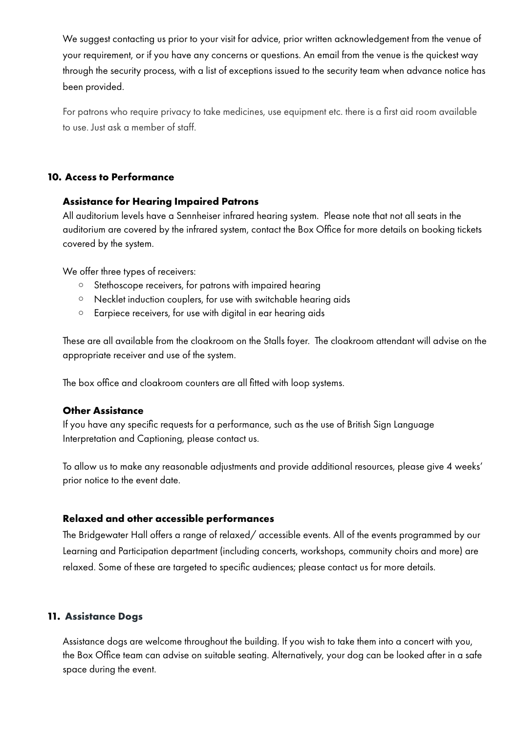We suggest contacting us prior to your visit for advice, prior written acknowledgement from the venue of your requirement, or if you have any concerns or questions. An email from the venue is the quickest way through the security process, with a list of exceptions issued to the security team when advance notice has been provided.

For patrons who require privacy to take medicines, use equipment etc. there is a first aid room available to use. Just ask a member of staff.

## 10. Access to Performance

### Assistance for Hearing Impaired Patrons

All auditorium levels have a Sennheiser infrared hearing system. Please note that not all seats in the auditorium are covered by the infrared system, contact the Box Office for more details on booking tickets covered by the system.

We offer three types of receivers:

- Stethoscope receivers, for patrons with impaired hearing
- Necklet induction couplers, for use with switchable hearing aids
- Earpiece receivers, for use with digital in ear hearing aids

These are all available from the cloakroom on the Stalls foyer. The cloakroom attendant will advise on the appropriate receiver and use of the system.

The box office and cloakroom counters are all fitted with loop systems.

### Other Assistance

If you have any specific requests for a performance, such as the use of British Sign Language Interpretation and Captioning, please contact us.

To allow us to make any reasonable adjustments and provide additional resources, please give 4 weeks' prior notice to the event date.

### Relaxed and other accessible performances

The Bridgewater Hall offers a range of relaxed/ accessible events. All of the events programmed by our Learning and Participation department (including concerts, workshops, community choirs and more) are relaxed. Some of these are targeted to specific audiences; please contact us for more details.

## 11. Assistance Dogs

Assistance dogs are welcome throughout the building. If you wish to take them into a concert with you, the Box Office team can advise on suitable seating. Alternatively, your dog can be looked after in a safe space during the event.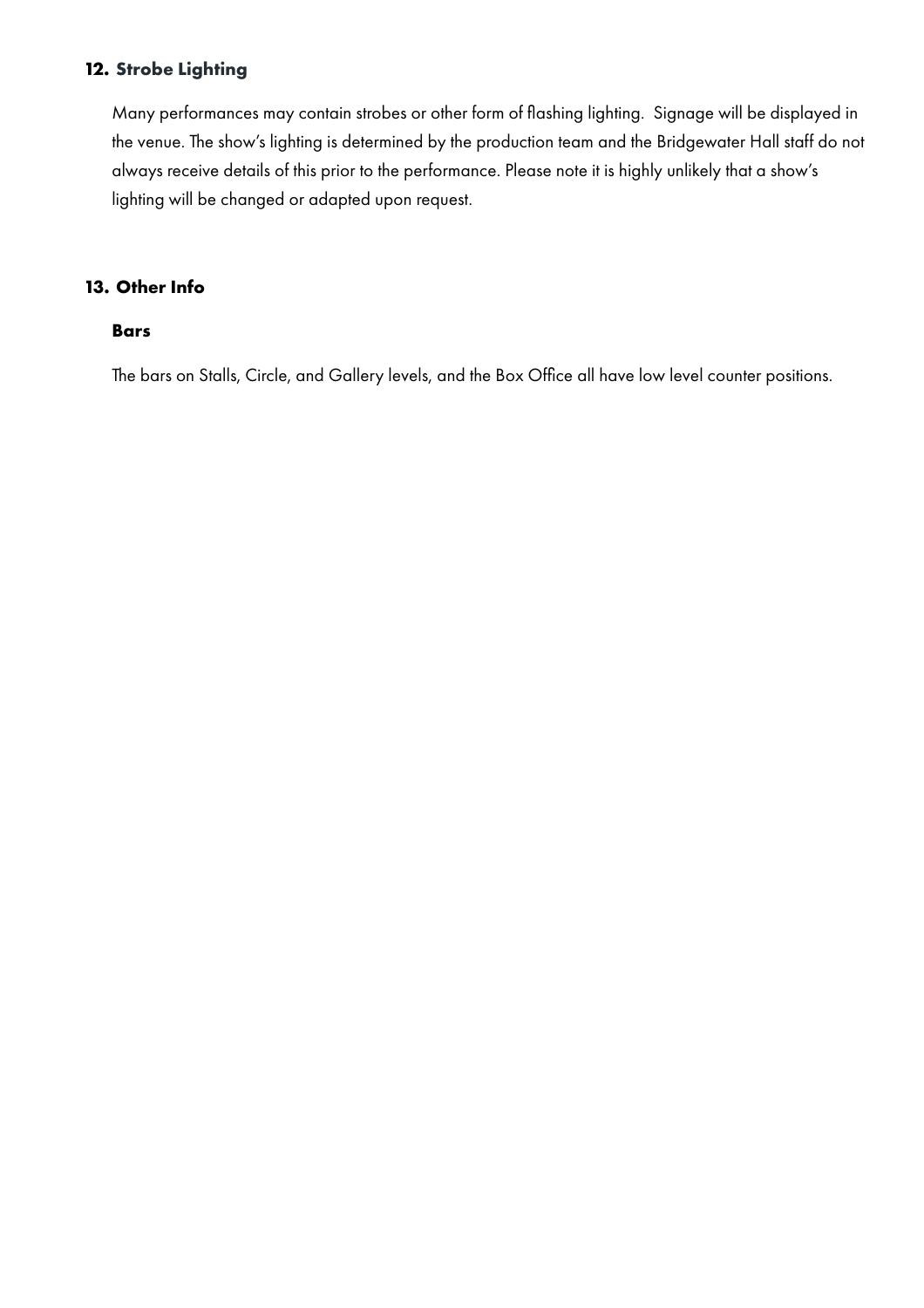## 12. Strobe Lighting

Many performances may contain strobes or other form of flashing lighting. Signage will be displayed in the venue. The show's lighting is determined by the production team and the Bridgewater Hall staff do not always receive details of this prior to the performance. Please note it is highly unlikely that a show's lighting will be changed or adapted upon request.

## 13. Other Info

### Bars

The bars on Stalls, Circle, and Gallery levels, and the Box Office all have low level counter positions.